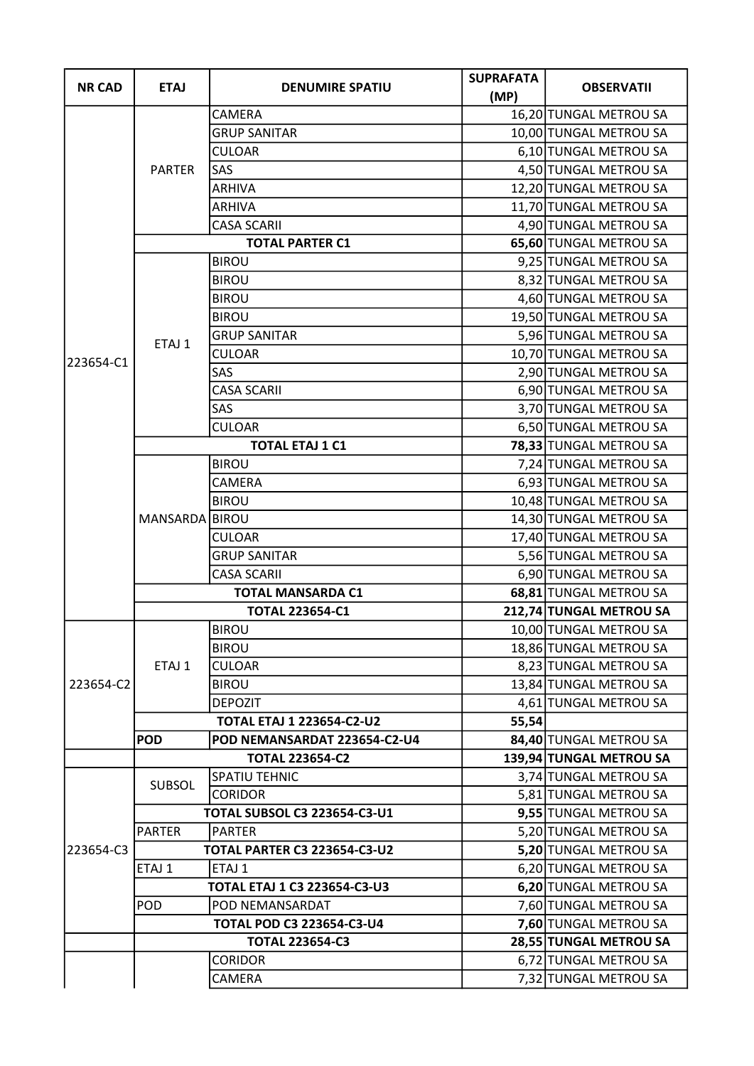| NR CAD | ETAJ | DENUMIRE SPATIU | SUPRAFATA (MP) | OBSERVATII |
|---|---|---|---|---|
| 223654-C1 | PARTER | CAMERA | 16,20 | TUNGAL METROU SA |
| | | GRUP SANITAR | 10,00 | TUNGAL METROU SA |
| | | CULOAR | 6,10 | TUNGAL METROU SA |
| | | SAS | 4,50 | TUNGAL METROU SA |
| | | ARHIVA | 12,20 | TUNGAL METROU SA |
| | | ARHIVA | 11,70 | TUNGAL METROU SA |
| | | CASA SCARII | 4,90 | TUNGAL METROU SA |
| | **TOTAL PARTER C1** | | **65,60** | TUNGAL METROU SA |
| | ETAJ 1 | BIROU | 9,25 | TUNGAL METROU SA |
| | | BIROU | 8,32 | TUNGAL METROU SA |
| | | BIROU | 4,60 | TUNGAL METROU SA |
| | | BIROU | 19,50 | TUNGAL METROU SA |
| | | GRUP SANITAR | 5,96 | TUNGAL METROU SA |
| | | CULOAR | 10,70 | TUNGAL METROU SA |
| | | SAS | 2,90 | TUNGAL METROU SA |
| | | CASA SCARII | 6,90 | TUNGAL METROU SA |
| | | SAS | 3,70 | TUNGAL METROU SA |
| | | CULOAR | 6,50 | TUNGAL METROU SA |
| | **TOTAL ETAJ 1 C1** | | **78,33** | TUNGAL METROU SA |
| | MANSARDA | BIROU | 7,24 | TUNGAL METROU SA |
| | | CAMERA | 6,93 | TUNGAL METROU SA |
| | | BIROU | 10,48 | TUNGAL METROU SA |
| | | BIROU | 14,30 | TUNGAL METROU SA |
| | | CULOAR | 17,40 | TUNGAL METROU SA |
| | | GRUP SANITAR | 5,56 | TUNGAL METROU SA |
| | | CASA SCARII | 6,90 | TUNGAL METROU SA |
| | **TOTAL MANSARDA C1** | | **68,81** | TUNGAL METROU SA |
| | **TOTAL 223654-C1** | | **212,74** | **TUNGAL METROU SA** |
| 223654-C2 | ETAJ 1 | BIROU | 10,00 | TUNGAL METROU SA |
| | | BIROU | 18,86 | TUNGAL METROU SA |
| | | CULOAR | 8,23 | TUNGAL METROU SA |
| | | BIROU | 13,84 | TUNGAL METROU SA |
| | | DEPOZIT | 4,61 | TUNGAL METROU SA |
| | **TOTAL ETAJ 1 223654-C2-U2** | | **55,54** | |
| | **POD** | **POD NEMANSARDAT 223654-C2-U4** | **84,40** | TUNGAL METROU SA |
| | **TOTAL 223654-C2** | | **139,94** | **TUNGAL METROU SA** |
| 223654-C3 | SUBSOL | SPATIU TEHNIC | 3,74 | TUNGAL METROU SA |
| | | CORIDOR | 5,81 | TUNGAL METROU SA |
| | **TOTAL SUBSOL C3 223654-C3-U1** | | **9,55** | TUNGAL METROU SA |
| | PARTER | PARTER | 5,20 | TUNGAL METROU SA |
| | **TOTAL PARTER C3 223654-C3-U2** | | **5,20** | TUNGAL METROU SA |
| | ETAJ 1 | ETAJ 1 | 6,20 | TUNGAL METROU SA |
| | **TOTAL ETAJ 1 C3 223654-C3-U3** | | **6,20** | TUNGAL METROU SA |
| | POD | POD NEMANSARDAT | 7,60 | TUNGAL METROU SA |
| | **TOTAL POD C3 223654-C3-U4** | | **7,60** | TUNGAL METROU SA |
| | **TOTAL 223654-C3** | | **28,55** | **TUNGAL METROU SA** |
| | | CORIDOR | 6,72 | TUNGAL METROU SA |
| | | CAMERA | 7,32 | TUNGAL METROU SA |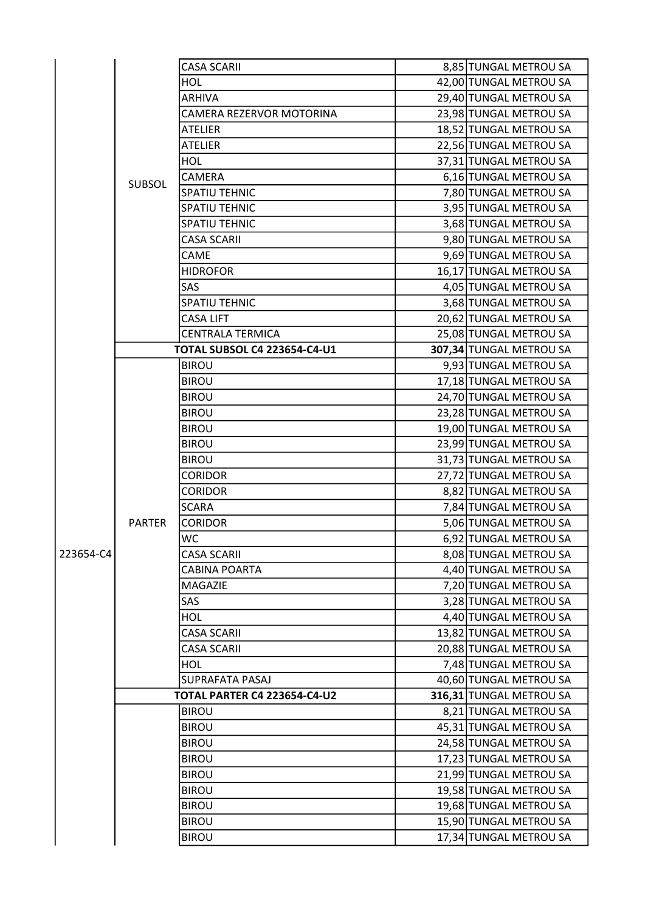| | | | | |
|---|---|---|---|---|
| 223654-C4 | SUBSOL | CASA SCARII | 8,85 | TUNGAL METROU SA |
| | | HOL | 42,00 | TUNGAL METROU SA |
| | | ARHIVA | 29,40 | TUNGAL METROU SA |
| | | CAMERA REZERVOR MOTORINA | 23,98 | TUNGAL METROU SA |
| | | ATELIER | 18,52 | TUNGAL METROU SA |
| | | ATELIER | 22,56 | TUNGAL METROU SA |
| | | HOL | 37,31 | TUNGAL METROU SA |
| | | CAMERA | 6,16 | TUNGAL METROU SA |
| | | SPATIU TEHNIC | 7,80 | TUNGAL METROU SA |
| | | SPATIU TEHNIC | 3,95 | TUNGAL METROU SA |
| | | SPATIU TEHNIC | 3,68 | TUNGAL METROU SA |
| | | CASA SCARII | 9,80 | TUNGAL METROU SA |
| | | CAME | 9,69 | TUNGAL METROU SA |
| | | HIDROFOR | 16,17 | TUNGAL METROU SA |
| | | SAS | 4,05 | TUNGAL METROU SA |
| | | SPATIU TEHNIC | 3,68 | TUNGAL METROU SA |
| | | CASA LIFT | 20,62 | TUNGAL METROU SA |
| | | CENTRALA TERMICA | 25,08 | TUNGAL METROU SA |
| | | **TOTAL SUBSOL C4 223654-C4-U1** | **307,34** | TUNGAL METROU SA |
| | PARTER | BIROU | 9,93 | TUNGAL METROU SA |
| | | BIROU | 17,18 | TUNGAL METROU SA |
| | | BIROU | 24,70 | TUNGAL METROU SA |
| | | BIROU | 23,28 | TUNGAL METROU SA |
| | | BIROU | 19,00 | TUNGAL METROU SA |
| | | BIROU | 23,99 | TUNGAL METROU SA |
| | | BIROU | 31,73 | TUNGAL METROU SA |
| | | CORIDOR | 27,72 | TUNGAL METROU SA |
| | | CORIDOR | 8,82 | TUNGAL METROU SA |
| | | SCARA | 7,84 | TUNGAL METROU SA |
| | | CORIDOR | 5,06 | TUNGAL METROU SA |
| | | WC | 6,92 | TUNGAL METROU SA |
| | | CASA SCARII | 8,08 | TUNGAL METROU SA |
| | | CABINA POARTA | 4,40 | TUNGAL METROU SA |
| | | MAGAZIE | 7,20 | TUNGAL METROU SA |
| | | SAS | 3,28 | TUNGAL METROU SA |
| | | HOL | 4,40 | TUNGAL METROU SA |
| | | CASA SCARII | 13,82 | TUNGAL METROU SA |
| | | CASA SCARII | 20,88 | TUNGAL METROU SA |
| | | HOL | 7,48 | TUNGAL METROU SA |
| | | SUPRAFATA PASAJ | 40,60 | TUNGAL METROU SA |
| | | **TOTAL PARTER C4 223654-C4-U2** | **316,31** | TUNGAL METROU SA |
| | | BIROU | 8,21 | TUNGAL METROU SA |
| | | BIROU | 45,31 | TUNGAL METROU SA |
| | | BIROU | 24,58 | TUNGAL METROU SA |
| | | BIROU | 17,23 | TUNGAL METROU SA |
| | | BIROU | 21,99 | TUNGAL METROU SA |
| | | BIROU | 19,58 | TUNGAL METROU SA |
| | | BIROU | 19,68 | TUNGAL METROU SA |
| | | BIROU | 15,90 | TUNGAL METROU SA |
| | | BIROU | 17,34 | TUNGAL METROU SA |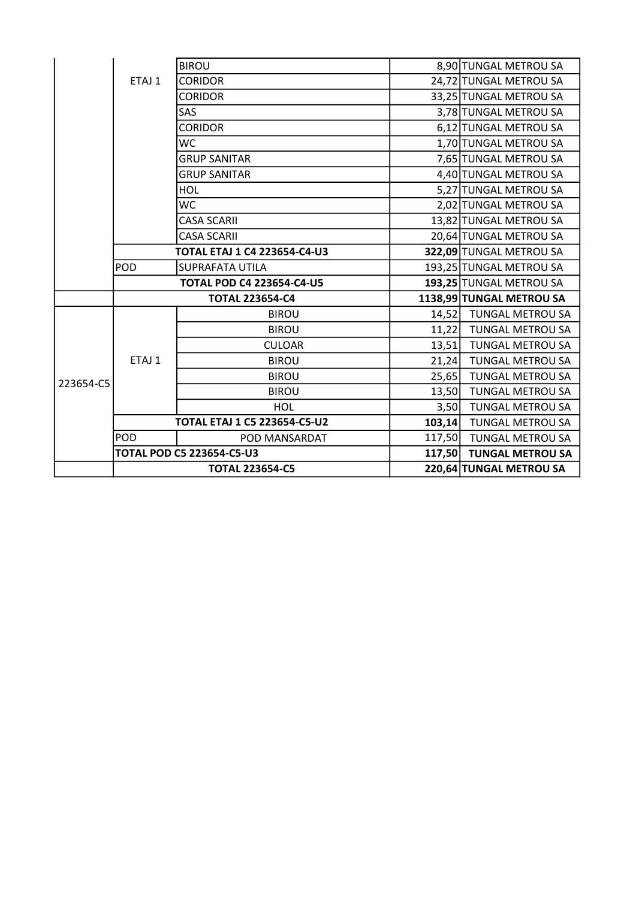| | | | | |
|---|---|---|---|---|
| | ETAJ 1 | BIROU | 8,90 | TUNGAL METROU SA |
| | | CORIDOR | 24,72 | TUNGAL METROU SA |
| | | CORIDOR | 33,25 | TUNGAL METROU SA |
| | | SAS | 3,78 | TUNGAL METROU SA |
| | | CORIDOR | 6,12 | TUNGAL METROU SA |
| | | WC | 1,70 | TUNGAL METROU SA |
| | | GRUP SANITAR | 7,65 | TUNGAL METROU SA |
| | | GRUP SANITAR | 4,40 | TUNGAL METROU SA |
| | | HOL | 5,27 | TUNGAL METROU SA |
| | | WC | 2,02 | TUNGAL METROU SA |
| | | CASA SCARII | 13,82 | TUNGAL METROU SA |
| | | CASA SCARII | 20,64 | TUNGAL METROU SA |
| | **TOTAL ETAJ 1 C4 223654-C4-U3** | | **322,09** | TUNGAL METROU SA |
| | POD | SUPRAFATA UTILA | 193,25 | TUNGAL METROU SA |
| | **TOTAL POD C4 223654-C4-U5** | | **193,25** | TUNGAL METROU SA |
| | **TOTAL 223654-C4** | | **1138,99** | **TUNGAL METROU SA** |
| 223654-C5 | ETAJ 1 | BIROU | 14,52 | TUNGAL METROU SA |
| | | BIROU | 11,22 | TUNGAL METROU SA |
| | | CULOAR | 13,51 | TUNGAL METROU SA |
| | | BIROU | 21,24 | TUNGAL METROU SA |
| | | BIROU | 25,65 | TUNGAL METROU SA |
| | | BIROU | 13,50 | TUNGAL METROU SA |
| | | HOL | 3,50 | TUNGAL METROU SA |
| | **TOTAL ETAJ 1 C5 223654-C5-U2** | | **103,14** | TUNGAL METROU SA |
| | POD | POD MANSARDAT | 117,50 | TUNGAL METROU SA |
| | **TOTAL POD C5 223654-C5-U3** | | **117,50** | **TUNGAL METROU SA** |
| | **TOTAL 223654-C5** | | **220,64** | **TUNGAL METROU SA** |